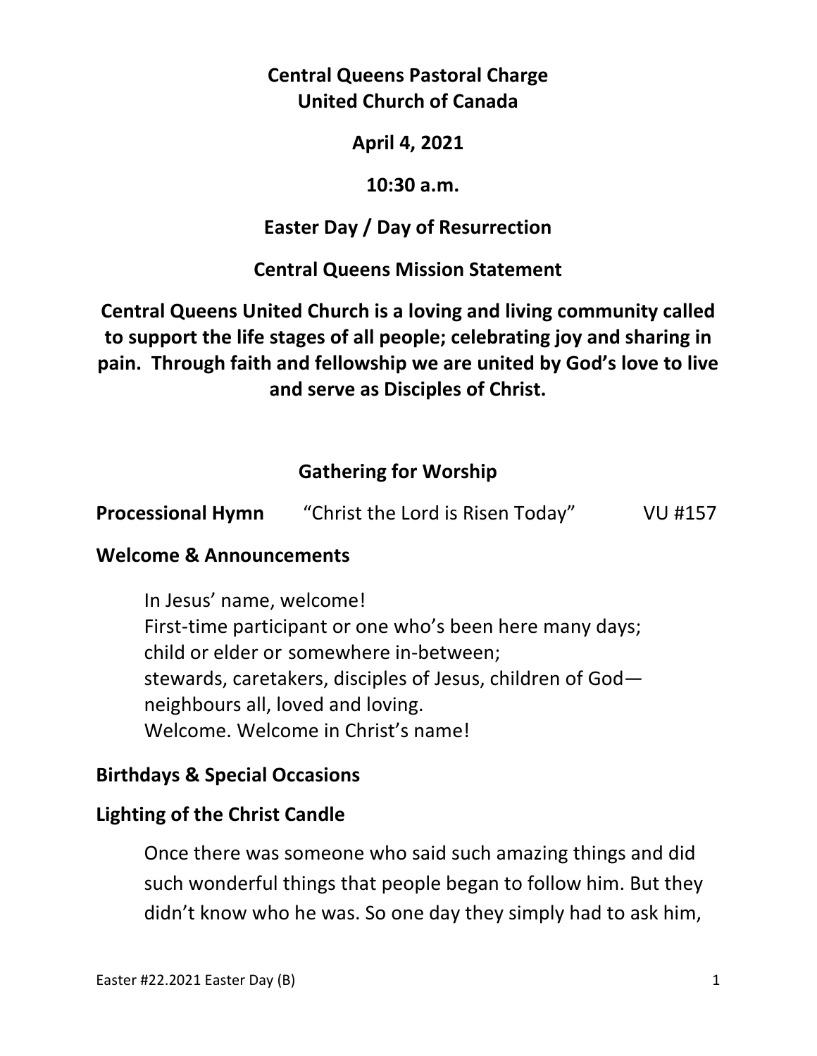**Central Queens Pastoral Charge**
**United Church of Canada**

**April 4, 2021**

**10:30 a.m.**

**Easter Day / Day of Resurrection**

**Central Queens Mission Statement**

**Central Queens United Church is a loving and living community called to support the life stages of all people; celebrating joy and sharing in pain. Through faith and fellowship we are united by God's love to live and serve as Disciples of Christ.**

## Gathering for Worship

**Processional Hymn** "Christ the Lord is Risen Today" VU #157

### Welcome & Announcements

In Jesus' name, welcome!
First-time participant or one who's been here many days;
child or elder or somewhere in-between;
stewards, caretakers, disciples of Jesus, children of God—
neighbours all, loved and loving.
Welcome. Welcome in Christ's name!

### Birthdays & Special Occasions

### Lighting of the Christ Candle

Once there was someone who said such amazing things and did such wonderful things that people began to follow him. But they didn't know who he was. So one day they simply had to ask him,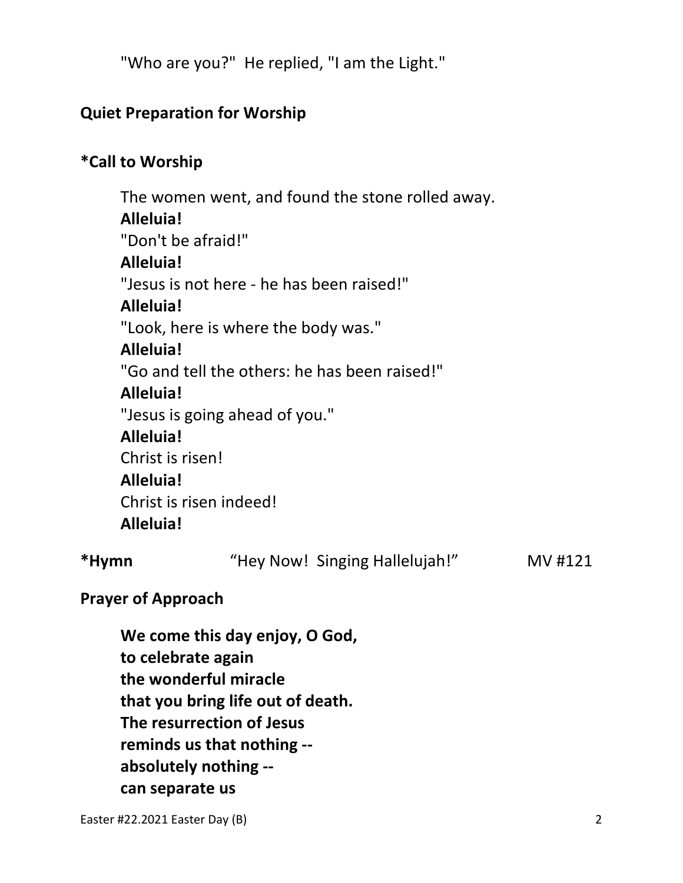"Who are you?"  He replied, "I am the Light."

**Quiet Preparation for Worship**

**\*Call to Worship**

The women went, and found the stone rolled away.
**Alleluia!**
"Don't be afraid!"
**Alleluia!**
"Jesus is not here - he has been raised!"
**Alleluia!**
"Look, here is where the body was."
**Alleluia!**
"Go and tell the others: he has been raised!"
**Alleluia!**
"Jesus is going ahead of you."
**Alleluia!**
Christ is risen!
**Alleluia!**
Christ is risen indeed!
**Alleluia!**

**\*Hymn** "Hey Now!  Singing Hallelujah!" MV #121

**Prayer of Approach**

**We come this day enjoy, O God,**
**to celebrate again**
**the wonderful miracle**
**that you bring life out of death.**
**The resurrection of Jesus**
**reminds us that nothing --**
**absolutely nothing --**
**can separate us**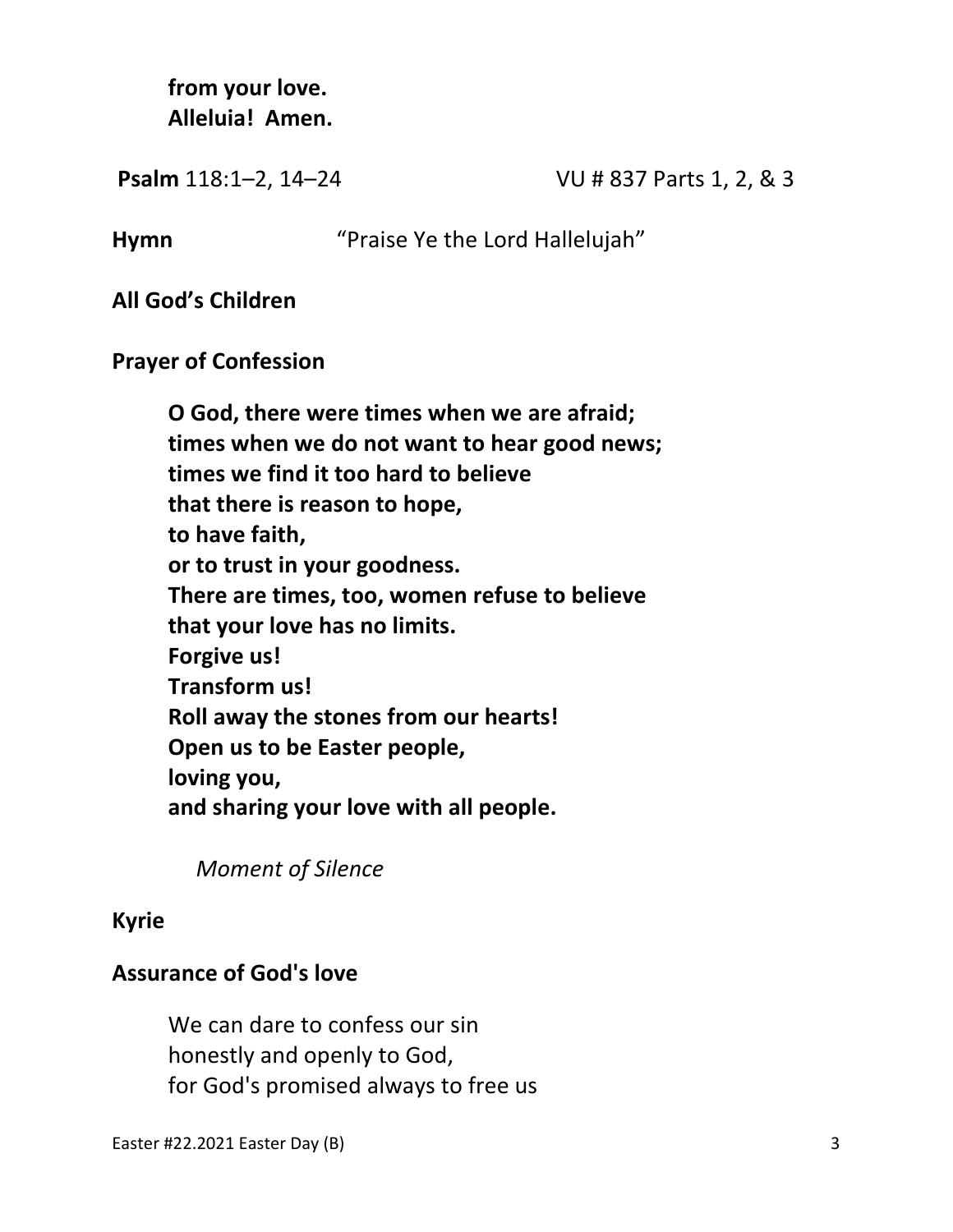**from your love.**
**Alleluia! Amen.**

**Psalm** 118:1–2, 14–24 VU # 837 Parts 1, 2, & 3

**Hymn** "Praise Ye the Lord Hallelujah"

**All God's Children**

**Prayer of Confession**

**O God, there were times when we are afraid;**
**times when we do not want to hear good news;**
**times we find it too hard to believe**
**that there is reason to hope,**
**to have faith,**
**or to trust in your goodness.**
**There are times, too, women refuse to believe**
**that your love has no limits.**
**Forgive us!**
**Transform us!**
**Roll away the stones from our hearts!**
**Open us to be Easter people,**
**loving you,**
**and sharing your love with all people.**

*Moment of Silence*

**Kyrie**

**Assurance of God's love**

We can dare to confess our sin
honestly and openly to God,
for God's promised always to free us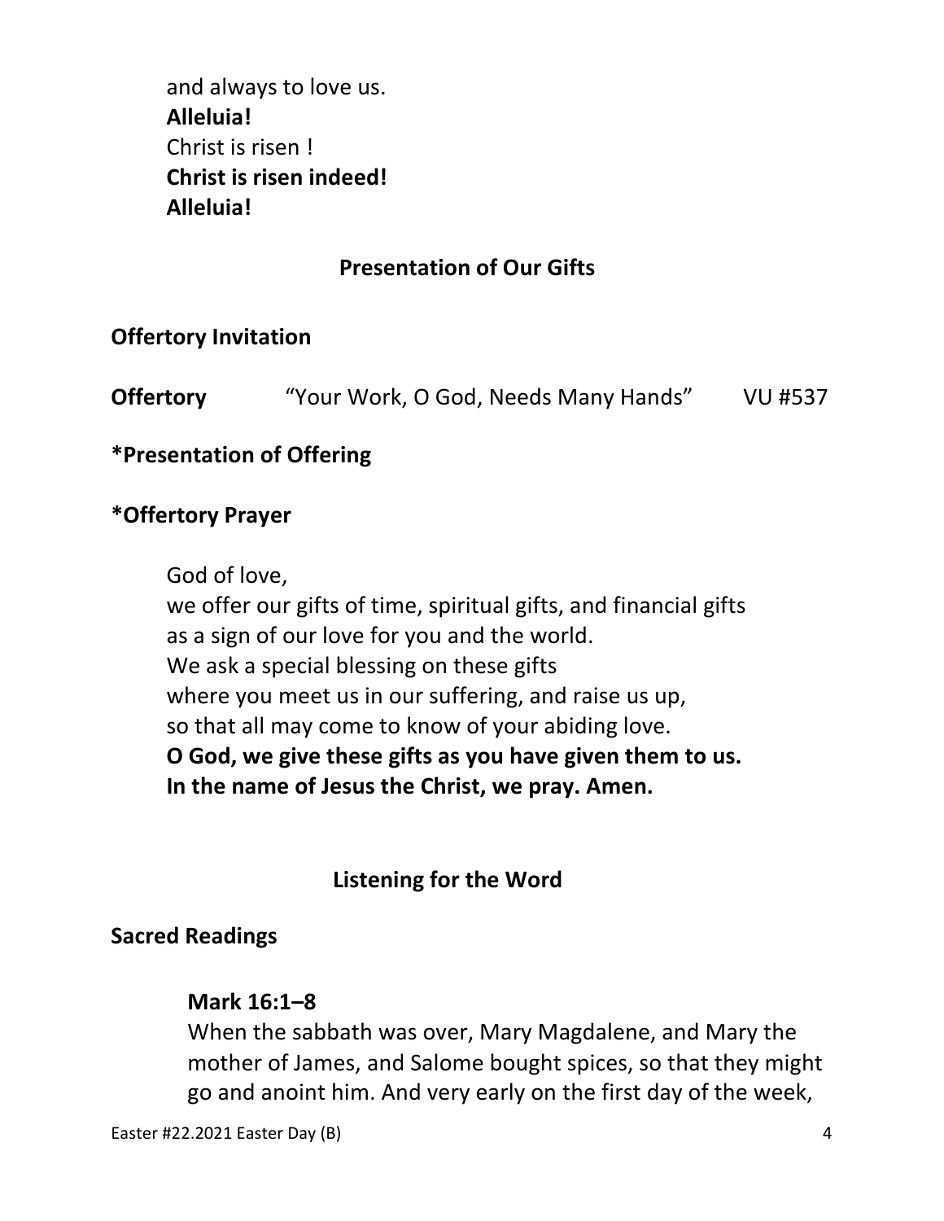and always to love us.
**Alleluia!**
Christ is risen !
**Christ is risen indeed!**
**Alleluia!**

## Presentation of Our Gifts

**Offertory Invitation**

**Offertory** “Your Work, O God, Needs Many Hands” VU #537

**\*Presentation of Offering**

**\*Offertory Prayer**

God of love,
we offer our gifts of time, spiritual gifts, and financial gifts
as a sign of our love for you and the world.
We ask a special blessing on these gifts
where you meet us in our suffering, and raise us up,
so that all may come to know of your abiding love.
**O God, we give these gifts as you have given them to us.**
**In the name of Jesus the Christ, we pray. Amen.**

## Listening for the Word

**Sacred Readings**

**Mark 16:1–8**
When the sabbath was over, Mary Magdalene, and Mary the mother of James, and Salome bought spices, so that they might go and anoint him. And very early on the first day of the week,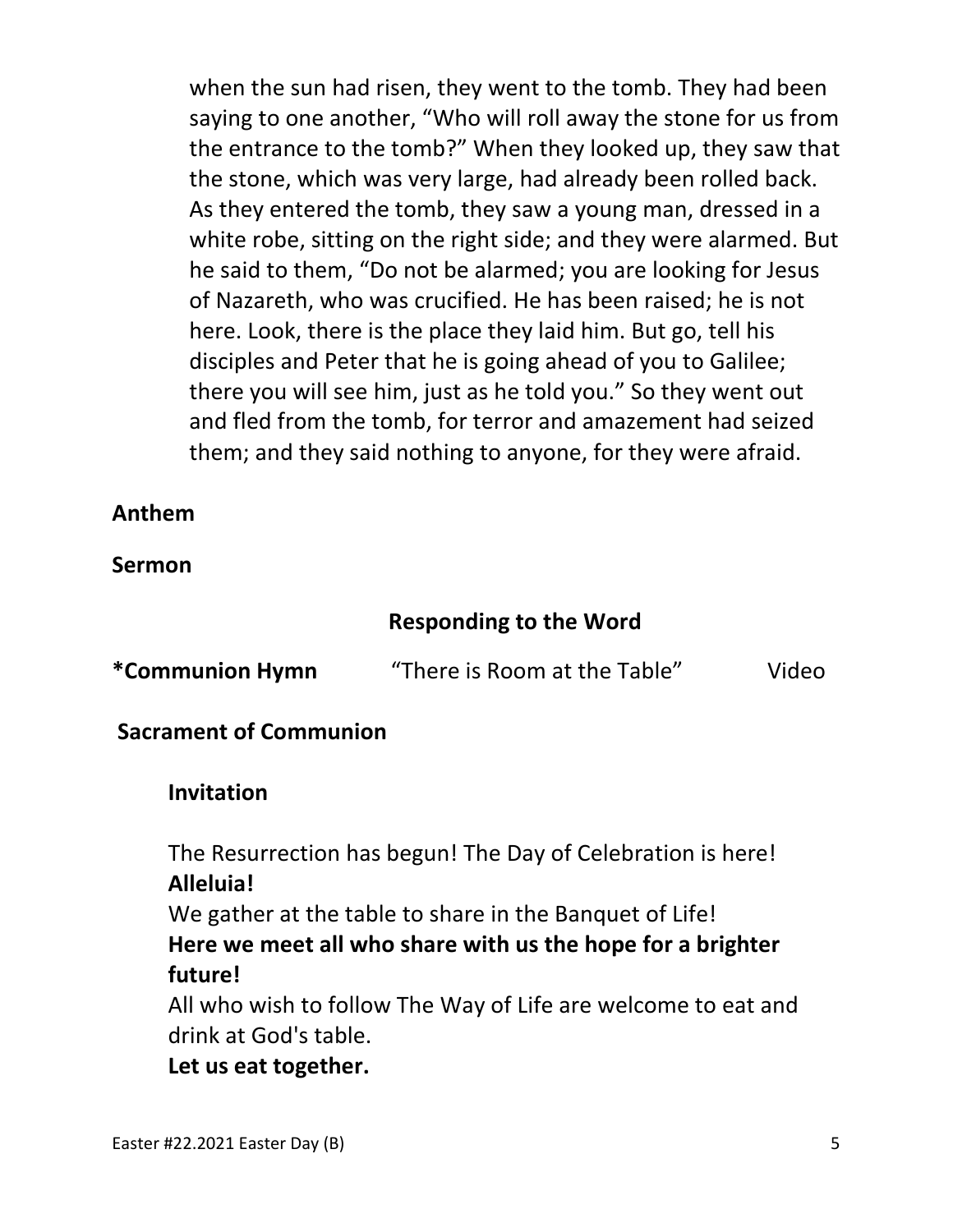when the sun had risen, they went to the tomb. They had been saying to one another, "Who will roll away the stone for us from the entrance to the tomb?" When they looked up, they saw that the stone, which was very large, had already been rolled back. As they entered the tomb, they saw a young man, dressed in a white robe, sitting on the right side; and they were alarmed. But he said to them, "Do not be alarmed; you are looking for Jesus of Nazareth, who was crucified. He has been raised; he is not here. Look, there is the place they laid him. But go, tell his disciples and Peter that he is going ahead of you to Galilee; there you will see him, just as he told you." So they went out and fled from the tomb, for terror and amazement had seized them; and they said nothing to anyone, for they were afraid.

**Anthem**

**Sermon**

## Responding to the Word

**\*Communion Hymn** "There is Room at the Table" Video

**Sacrament of Communion**

**Invitation**

The Resurrection has begun! The Day of Celebration is here!
**Alleluia!**
We gather at the table to share in the Banquet of Life!
**Here we meet all who share with us the hope for a brighter future!**
All who wish to follow The Way of Life are welcome to eat and drink at God's table.
**Let us eat together.**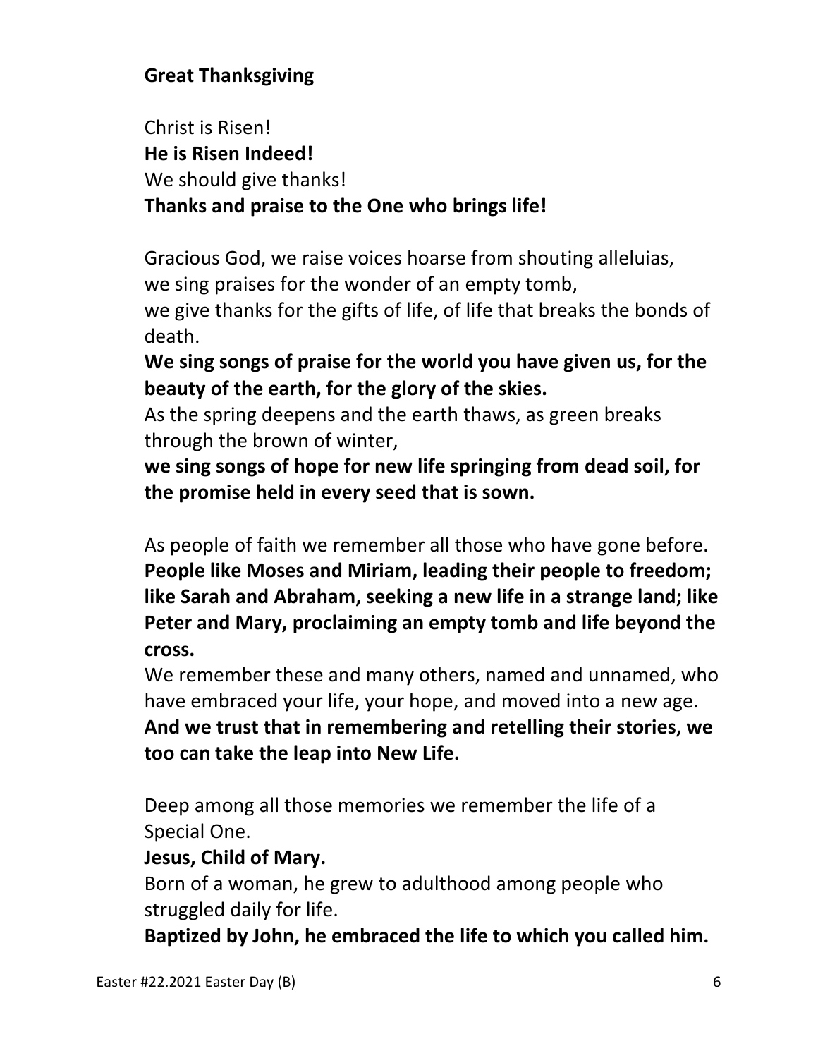**Great Thanksgiving**

Christ is Risen!
**He is Risen Indeed!**
We should give thanks!
**Thanks and praise to the One who brings life!**

Gracious God, we raise voices hoarse from shouting alleluias, we sing praises for the wonder of an empty tomb, we give thanks for the gifts of life, of life that breaks the bonds of death.
**We sing songs of praise for the world you have given us, for the beauty of the earth, for the glory of the skies.**
As the spring deepens and the earth thaws, as green breaks through the brown of winter,
**we sing songs of hope for new life springing from dead soil, for the promise held in every seed that is sown.**

As people of faith we remember all those who have gone before.
**People like Moses and Miriam, leading their people to freedom; like Sarah and Abraham, seeking a new life in a strange land; like Peter and Mary, proclaiming an empty tomb and life beyond the cross.**
We remember these and many others, named and unnamed, who have embraced your life, your hope, and moved into a new age.
**And we trust that in remembering and retelling their stories, we too can take the leap into New Life.**

Deep among all those memories we remember the life of a Special One.
**Jesus, Child of Mary.**
Born of a woman, he grew to adulthood among people who struggled daily for life.
**Baptized by John, he embraced the life to which you called him.**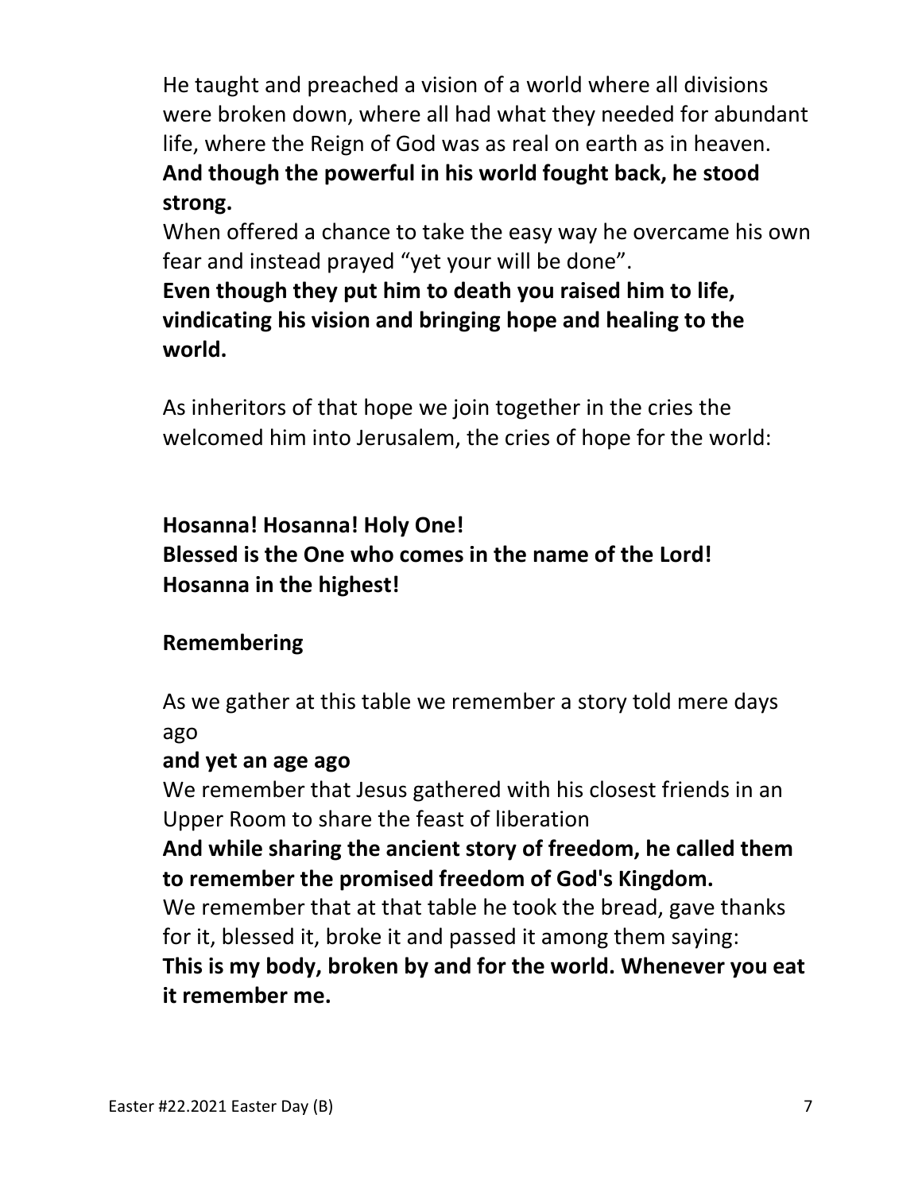He taught and preached a vision of a world where all divisions were broken down, where all had what they needed for abundant life, where the Reign of God was as real on earth as in heaven.
**And though the powerful in his world fought back, he stood strong.**
When offered a chance to take the easy way he overcame his own fear and instead prayed "yet your will be done".
**Even though they put him to death you raised him to life, vindicating his vision and bringing hope and healing to the world.**

As inheritors of that hope we join together in the cries the welcomed him into Jerusalem, the cries of hope for the world:

**Hosanna! Hosanna! Holy One!**
**Blessed is the One who comes in the name of the Lord!**
**Hosanna in the highest!**

**Remembering**

As we gather at this table we remember a story told mere days ago
**and yet an age ago**
We remember that Jesus gathered with his closest friends in an Upper Room to share the feast of liberation
**And while sharing the ancient story of freedom, he called them to remember the promised freedom of God's Kingdom.**
We remember that at that table he took the bread, gave thanks for it, blessed it, broke it and passed it among them saying:
**This is my body, broken by and for the world. Whenever you eat it remember me.**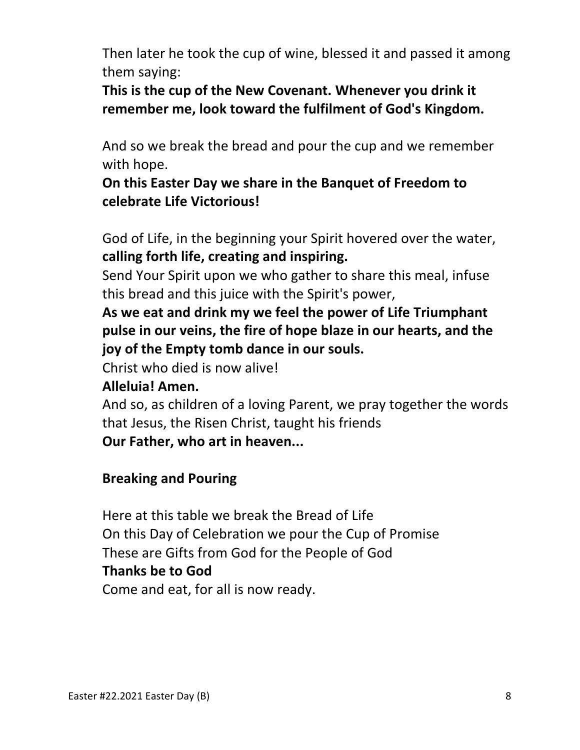Then later he took the cup of wine, blessed it and passed it among them saying:

**This is the cup of the New Covenant. Whenever you drink it remember me, look toward the fulfilment of God's Kingdom.**

And so we break the bread and pour the cup and we remember with hope.

**On this Easter Day we share in the Banquet of Freedom to celebrate Life Victorious!**

God of Life, in the beginning your Spirit hovered over the water, **calling forth life, creating and inspiring.**

Send Your Spirit upon we who gather to share this meal, infuse this bread and this juice with the Spirit's power,

**As we eat and drink my we feel the power of Life Triumphant pulse in our veins, the fire of hope blaze in our hearts, and the joy of the Empty tomb dance in our souls.**

Christ who died is now alive!

**Alleluia! Amen.**

And so, as children of a loving Parent, we pray together the words that Jesus, the Risen Christ, taught his friends

**Our Father, who art in heaven...**

**Breaking and Pouring**

Here at this table we break the Bread of Life  
On this Day of Celebration we pour the Cup of Promise  
These are Gifts from God for the People of God  
**Thanks be to God**  
Come and eat, for all is now ready.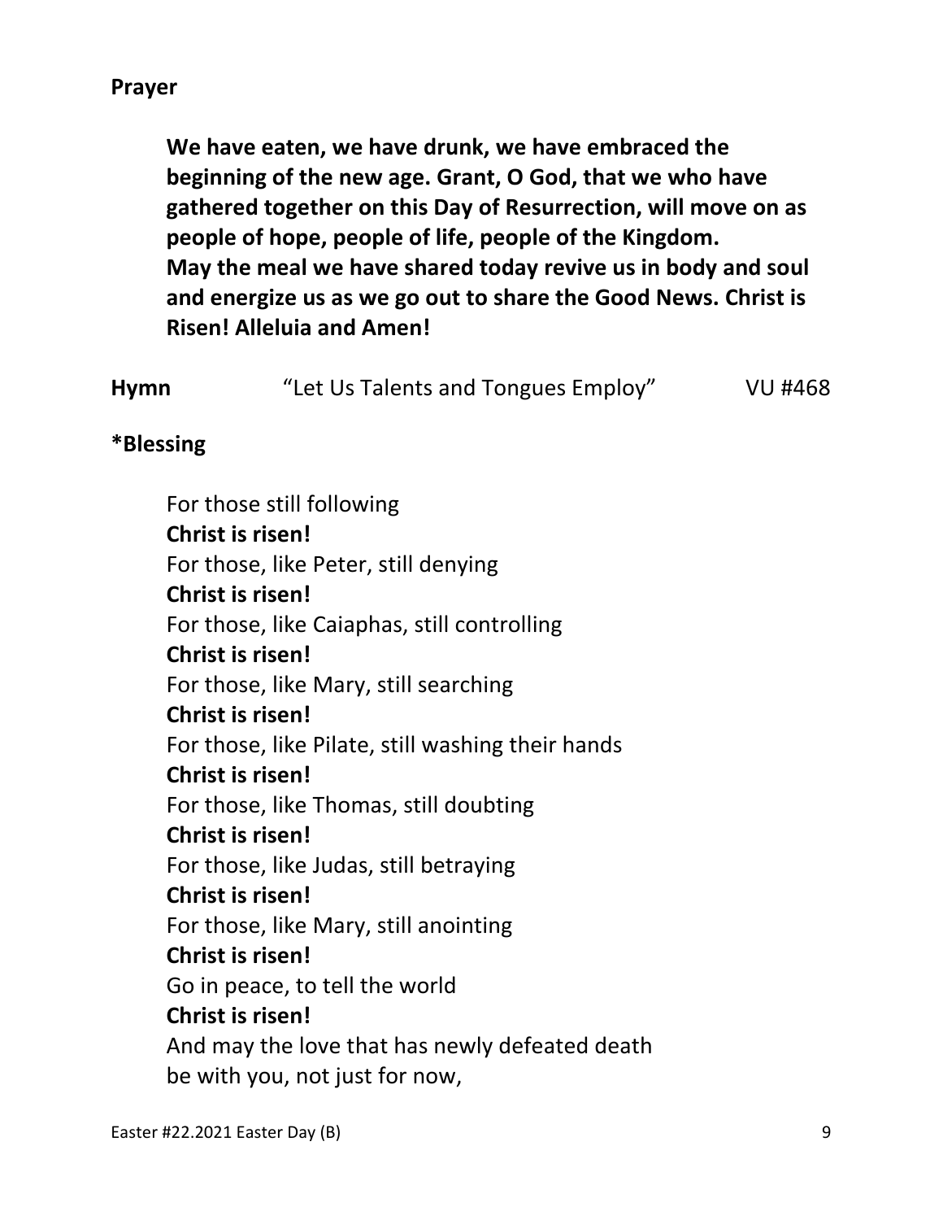**Prayer**

> **We have eaten, we have drunk, we have embraced the beginning of the new age. Grant, O God, that we who have gathered together on this Day of Resurrection, will move on as people of hope, people of life, people of the Kingdom. May the meal we have shared today revive us in body and soul and energize us as we go out to share the Good News. Christ is Risen! Alleluia and Amen!**

**Hymn** "Let Us Talents and Tongues Employ" VU #468

**\*Blessing**

For those still following
**Christ is risen!**
For those, like Peter, still denying
**Christ is risen!**
For those, like Caiaphas, still controlling
**Christ is risen!**
For those, like Mary, still searching
**Christ is risen!**
For those, like Pilate, still washing their hands
**Christ is risen!**
For those, like Thomas, still doubting
**Christ is risen!**
For those, like Judas, still betraying
**Christ is risen!**
For those, like Mary, still anointing
**Christ is risen!**
Go in peace, to tell the world
**Christ is risen!**
And may the love that has newly defeated death
be with you, not just for now,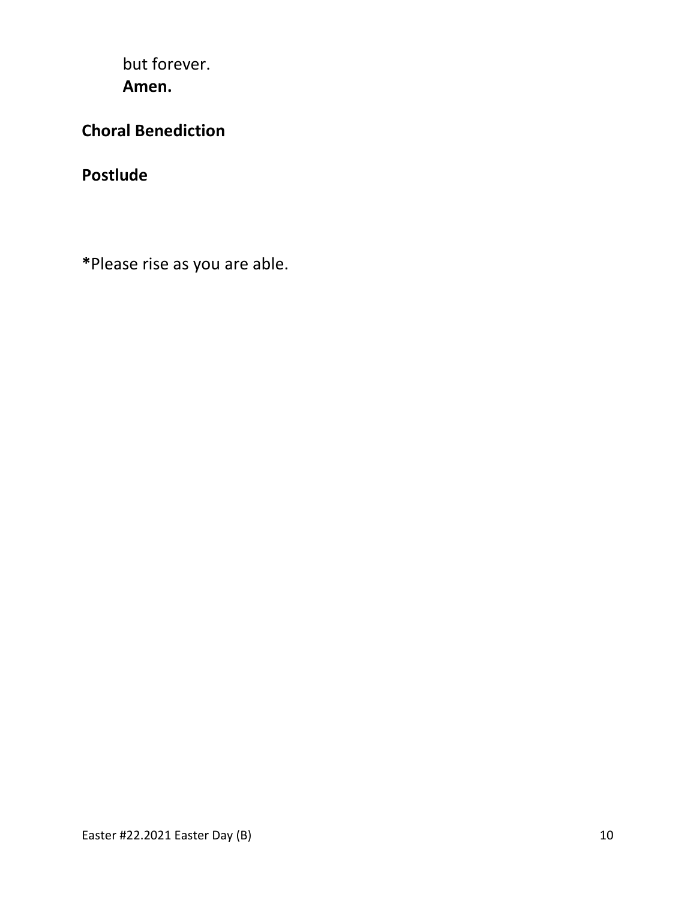but forever.
**Amen.**

**Choral Benediction**

**Postlude**

**\***Please rise as you are able.